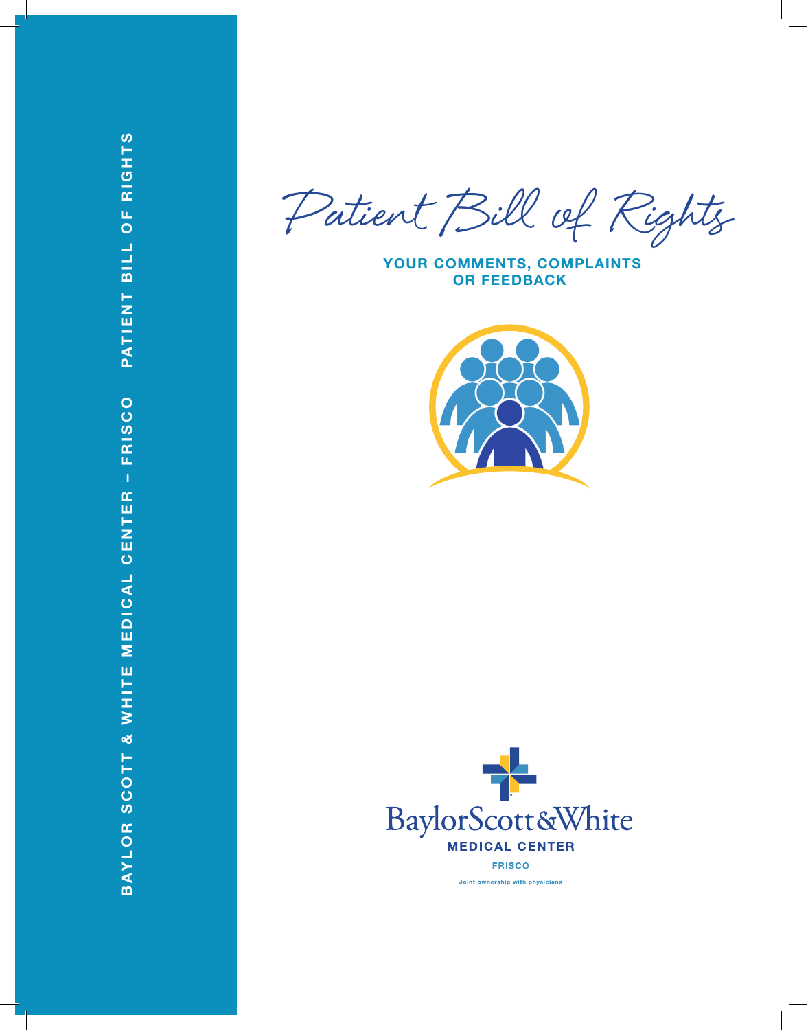BAYLOR SCOTT & WHITE MEDICAL CENTER – FRISCO PATIENT BILL OF RIGHTS

# Patient Bill of Rights

**YOUR COMMENTS, COMPLAINTS OR FEEDBACK**

BaylorScott&White

**MEDICAL CENTER**

FRISCO

Joint ownership with physicians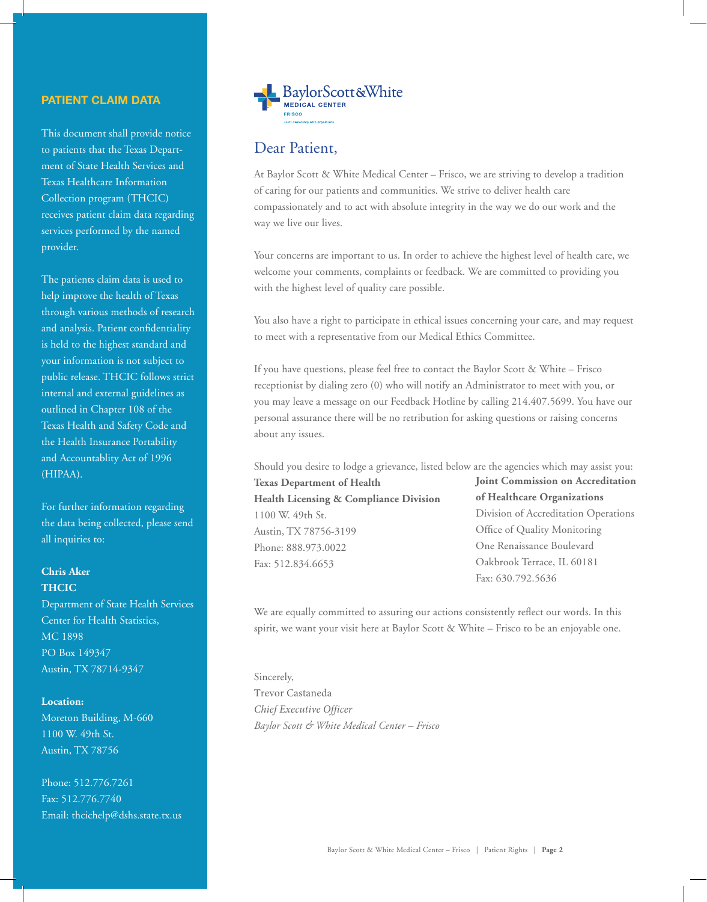## PATIENT CLAIM DATA

This document shall provide notice to patients that the Texas Department of State Health Services and Texas Healthcare Information Collection program (THCIC) receives patient claim data regarding services performed by the named provider.

The patients claim data is used to help improve the health of Texas through various methods of research and analysis. Patient confidentiality is held to the highest standard and your information is not subject to public release. THCIC follows strict internal and external guidelines as outlined in Chapter 108 of the Texas Health and Safety Code and the Health Insurance Portability and Accountablity Act of 1996 (HIPAA).

For further information regarding the data being collected, please send all inquiries to:

**Chris Aker**
**THCIC**
Department of State Health Services
Center for Health Statistics,
MC 1898
PO Box 149347
Austin, TX 78714-9347

**Location:**
Moreton Building, M-660
1100 W. 49th St.
Austin, TX 78756

Phone: 512.776.7261
Fax: 512.776.7740
Email: thcichelp@dshs.state.tx.us

BaylorScott&White
MEDICAL CENTER
FRISCO
Joint ownership with physicians

# Dear Patient,

At Baylor Scott & White Medical Center – Frisco, we are striving to develop a tradition of caring for our patients and communities. We strive to deliver health care compassionately and to act with absolute integrity in the way we do our work and the way we live our lives.

Your concerns are important to us. In order to achieve the highest level of health care, we welcome your comments, complaints or feedback. We are committed to providing you with the highest level of quality care possible.

You also have a right to participate in ethical issues concerning your care, and may request to meet with a representative from our Medical Ethics Committee.

If you have questions, please feel free to contact the Baylor Scott & White – Frisco receptionist by dialing zero (0) who will notify an Administrator to meet with you, or you may leave a message on our Feedback Hotline by calling 214.407.5699. You have our personal assurance there will be no retribution for asking questions or raising concerns about any issues.

Should you desire to lodge a grievance, listed below are the agencies which may assist you:

**Texas Department of Health**
**Health Licensing & Compliance Division**
1100 W. 49th St.
Austin, TX 78756-3199
Phone: 888.973.0022
Fax: 512.834.6653

**Joint Commission on Accreditation of Healthcare Organizations**
Division of Accreditation Operations
Office of Quality Monitoring
One Renaissance Boulevard
Oakbrook Terrace, IL 60181
Fax: 630.792.5636

We are equally committed to assuring our actions consistently reflect our words. In this spirit, we want your visit here at Baylor Scott & White – Frisco to be an enjoyable one.

Sincerely,
Trevor Castaneda
*Chief Executive Officer*
*Baylor Scott & White Medical Center – Frisco*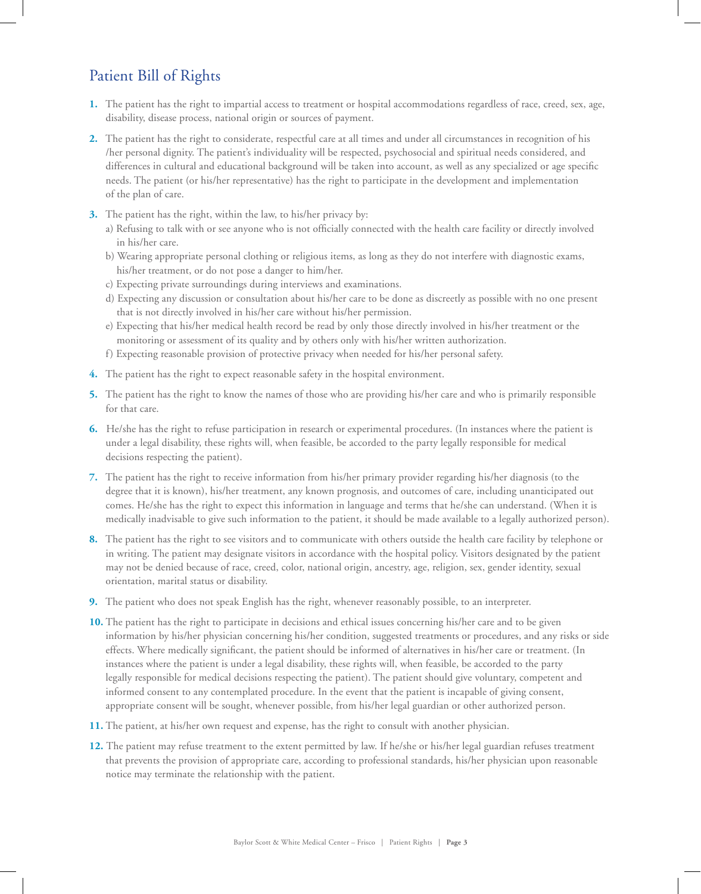## Patient Bill of Rights

1. The patient has the right to impartial access to treatment or hospital accommodations regardless of race, creed, sex, age, disability, disease process, national origin or sources of payment.

2. The patient has the right to considerate, respectful care at all times and under all circumstances in recognition of his /her personal dignity. The patient's individuality will be respected, psychosocial and spiritual needs considered, and differences in cultural and educational background will be taken into account, as well as any specialized or age specific needs. The patient (or his/her representative) has the right to participate in the development and implementation of the plan of care.

3. The patient has the right, within the law, to his/her privacy by:
   a) Refusing to talk with or see anyone who is not officially connected with the health care facility or directly involved in his/her care.
   b) Wearing appropriate personal clothing or religious items, as long as they do not interfere with diagnostic exams, his/her treatment, or do not pose a danger to him/her.
   c) Expecting private surroundings during interviews and examinations.
   d) Expecting any discussion or consultation about his/her care to be done as discreetly as possible with no one present that is not directly involved in his/her care without his/her permission.
   e) Expecting that his/her medical health record be read by only those directly involved in his/her treatment or the monitoring or assessment of its quality and by others only with his/her written authorization.
   f) Expecting reasonable provision of protective privacy when needed for his/her personal safety.

4. The patient has the right to expect reasonable safety in the hospital environment.

5. The patient has the right to know the names of those who are providing his/her care and who is primarily responsible for that care.

6. He/she has the right to refuse participation in research or experimental procedures. (In instances where the patient is under a legal disability, these rights will, when feasible, be accorded to the party legally responsible for medical decisions respecting the patient).

7. The patient has the right to receive information from his/her primary provider regarding his/her diagnosis (to the degree that it is known), his/her treatment, any known prognosis, and outcomes of care, including unanticipated out comes. He/she has the right to expect this information in language and terms that he/she can understand. (When it is medically inadvisable to give such information to the patient, it should be made available to a legally authorized person).

8. The patient has the right to see visitors and to communicate with others outside the health care facility by telephone or in writing. The patient may designate visitors in accordance with the hospital policy. Visitors designated by the patient may not be denied because of race, creed, color, national origin, ancestry, age, religion, sex, gender identity, sexual orientation, marital status or disability.

9. The patient who does not speak English has the right, whenever reasonably possible, to an interpreter.

10. The patient has the right to participate in decisions and ethical issues concerning his/her care and to be given information by his/her physician concerning his/her condition, suggested treatments or procedures, and any risks or side effects. Where medically significant, the patient should be informed of alternatives in his/her care or treatment. (In instances where the patient is under a legal disability, these rights will, when feasible, be accorded to the party legally responsible for medical decisions respecting the patient). The patient should give voluntary, competent and informed consent to any contemplated procedure. In the event that the patient is incapable of giving consent, appropriate consent will be sought, whenever possible, from his/her legal guardian or other authorized person.

11. The patient, at his/her own request and expense, has the right to consult with another physician.

12. The patient may refuse treatment to the extent permitted by law. If he/she or his/her legal guardian refuses treatment that prevents the provision of appropriate care, according to professional standards, his/her physician upon reasonable notice may terminate the relationship with the patient.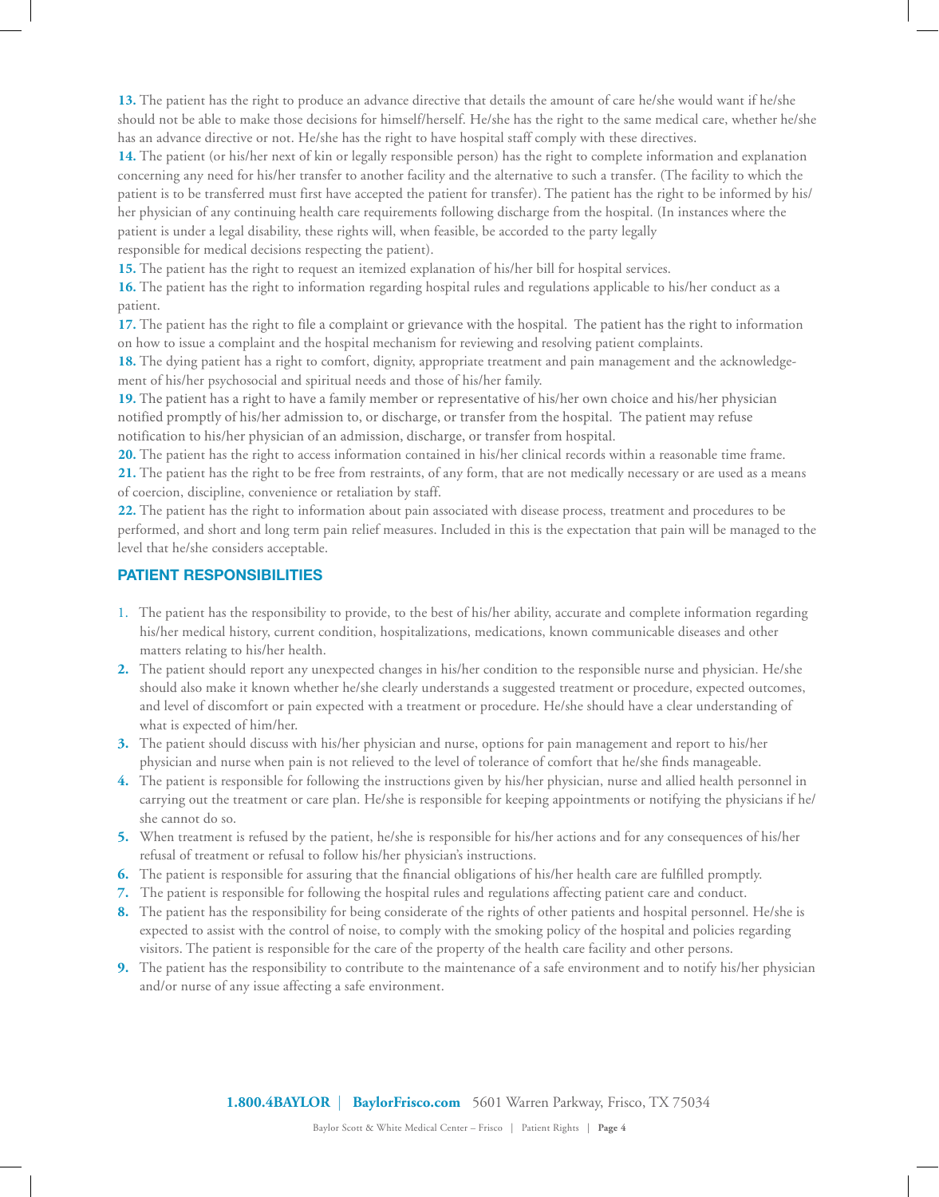**13.** The patient has the right to produce an advance directive that details the amount of care he/she would want if he/she should not be able to make those decisions for himself/herself. He/she has the right to the same medical care, whether he/she has an advance directive or not. He/she has the right to have hospital staff comply with these directives.

**14.** The patient (or his/her next of kin or legally responsible person) has the right to complete information and explanation concerning any need for his/her transfer to another facility and the alternative to such a transfer. (The facility to which the patient is to be transferred must first have accepted the patient for transfer). The patient has the right to be informed by his/her physician of any continuing health care requirements following discharge from the hospital. (In instances where the patient is under a legal disability, these rights will, when feasible, be accorded to the party legally responsible for medical decisions respecting the patient).

**15.** The patient has the right to request an itemized explanation of his/her bill for hospital services.

**16.** The patient has the right to information regarding hospital rules and regulations applicable to his/her conduct as a patient.

**17.** The patient has the right to file a complaint or grievance with the hospital. The patient has the right to information on how to issue a complaint and the hospital mechanism for reviewing and resolving patient complaints.

**18.** The dying patient has a right to comfort, dignity, appropriate treatment and pain management and the acknowledgement of his/her psychosocial and spiritual needs and those of his/her family.

**19.** The patient has a right to have a family member or representative of his/her own choice and his/her physician notified promptly of his/her admission to, or discharge, or transfer from the hospital. The patient may refuse notification to his/her physician of an admission, discharge, or transfer from hospital.

**20.** The patient has the right to access information contained in his/her clinical records within a reasonable time frame.

**21.** The patient has the right to be free from restraints, of any form, that are not medically necessary or are used as a means of coercion, discipline, convenience or retaliation by staff.

**22.** The patient has the right to information about pain associated with disease process, treatment and procedures to be performed, and short and long term pain relief measures. Included in this is the expectation that pain will be managed to the level that he/she considers acceptable.

## PATIENT RESPONSIBILITIES

1. The patient has the responsibility to provide, to the best of his/her ability, accurate and complete information regarding his/her medical history, current condition, hospitalizations, medications, known communicable diseases and other matters relating to his/her health.
2. The patient should report any unexpected changes in his/her condition to the responsible nurse and physician. He/she should also make it known whether he/she clearly understands a suggested treatment or procedure, expected outcomes, and level of discomfort or pain expected with a treatment or procedure. He/she should have a clear understanding of what is expected of him/her.
3. The patient should discuss with his/her physician and nurse, options for pain management and report to his/her physician and nurse when pain is not relieved to the level of tolerance of comfort that he/she finds manageable.
4. The patient is responsible for following the instructions given by his/her physician, nurse and allied health personnel in carrying out the treatment or care plan. He/she is responsible for keeping appointments or notifying the physicians if he/she cannot do so.
5. When treatment is refused by the patient, he/she is responsible for his/her actions and for any consequences of his/her refusal of treatment or refusal to follow his/her physician's instructions.
6. The patient is responsible for assuring that the financial obligations of his/her health care are fulfilled promptly.
7. The patient is responsible for following the hospital rules and regulations affecting patient care and conduct.
8. The patient has the responsibility for being considerate of the rights of other patients and hospital personnel. He/she is expected to assist with the control of noise, to comply with the smoking policy of the hospital and policies regarding visitors. The patient is responsible for the care of the property of the health care facility and other persons.
9. The patient has the responsibility to contribute to the maintenance of a safe environment and to notify his/her physician and/or nurse of any issue affecting a safe environment.

**1.800.4BAYLOR** | **BaylorFrisco.com** 5601 Warren Parkway, Frisco, TX 75034